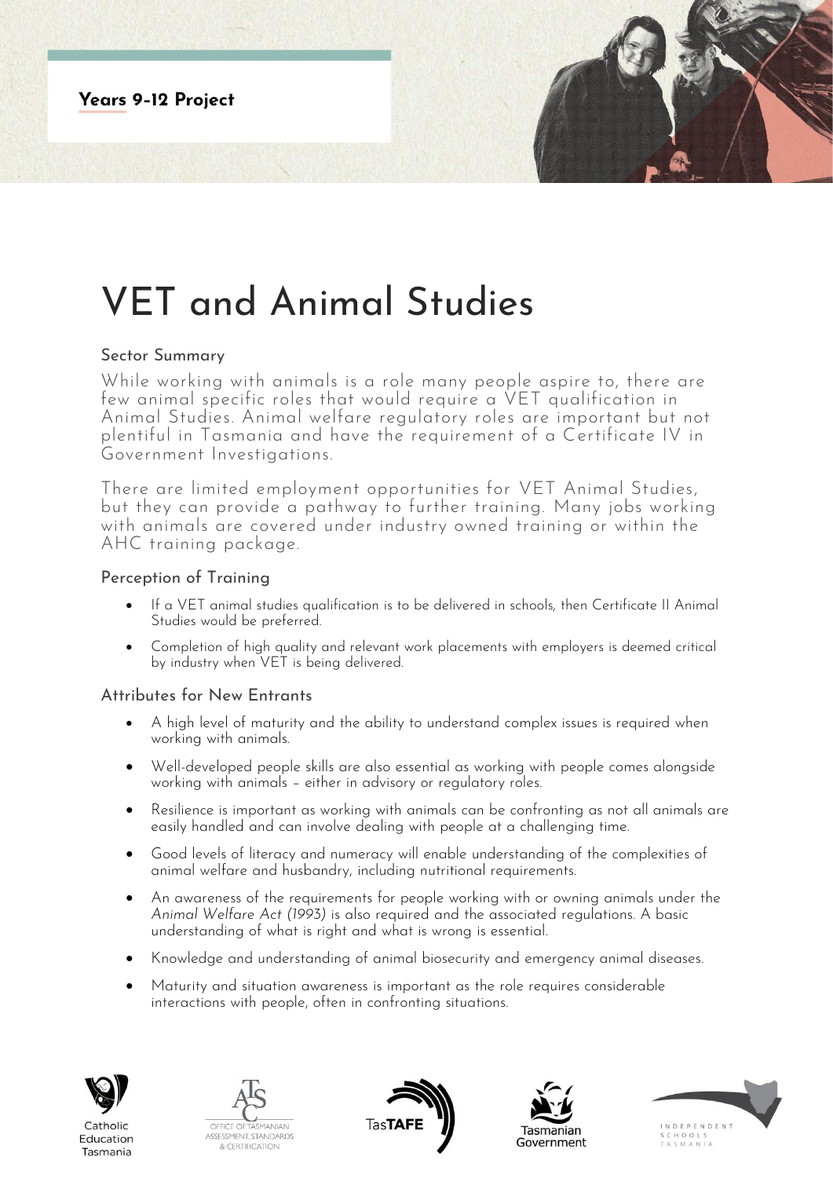**Years 9-12 Project**

# VET and Animal Studies

## Sector Summary

While working with animals is a role many people aspire to, there are few animal specific roles that would require a VET qualification in Animal Studies. Animal welfare regulatory roles are important but not plentiful in Tasmania and have the requirement of a Certificate IV in Government Investigations.

There are limited employment opportunities for VET Animal Studies, but they can provide a pathway to further training. Many jobs working with animals are covered under industry owned training or within the AHC training package.

## Perception of Training

- If a VET animal studies qualification is to be delivered in schools, then Certificate II Animal Studies would be preferred.
- Completion of high quality and relevant work placements with employers is deemed critical by industry when VET is being delivered.

## Attributes for New Entrants

- A high level of maturity and the ability to understand complex issues is required when working with animals.
- Well-developed people skills are also essential as working with people comes alongside working with animals – either in advisory or regulatory roles.
- Resilience is important as working with animals can be confronting as not all animals are easily handled and can involve dealing with people at a challenging time.
- Good levels of literacy and numeracy will enable understanding of the complexities of animal welfare and husbandry, including nutritional requirements.
- An awareness of the requirements for people working with or owning animals under the *Animal Welfare Act (1993)* is also required and the associated regulations. A basic understanding of what is right and what is wrong is essential.
- Knowledge and understanding of animal biosecurity and emergency animal diseases.
- Maturity and situation awareness is important as the role requires considerable interactions with people, often in confronting situations.

Catholic Education Tasmania | Office of Tasmanian Assessment, Standards & Certification | TasTAFE | Tasmanian Government | Independent Schools Tasmania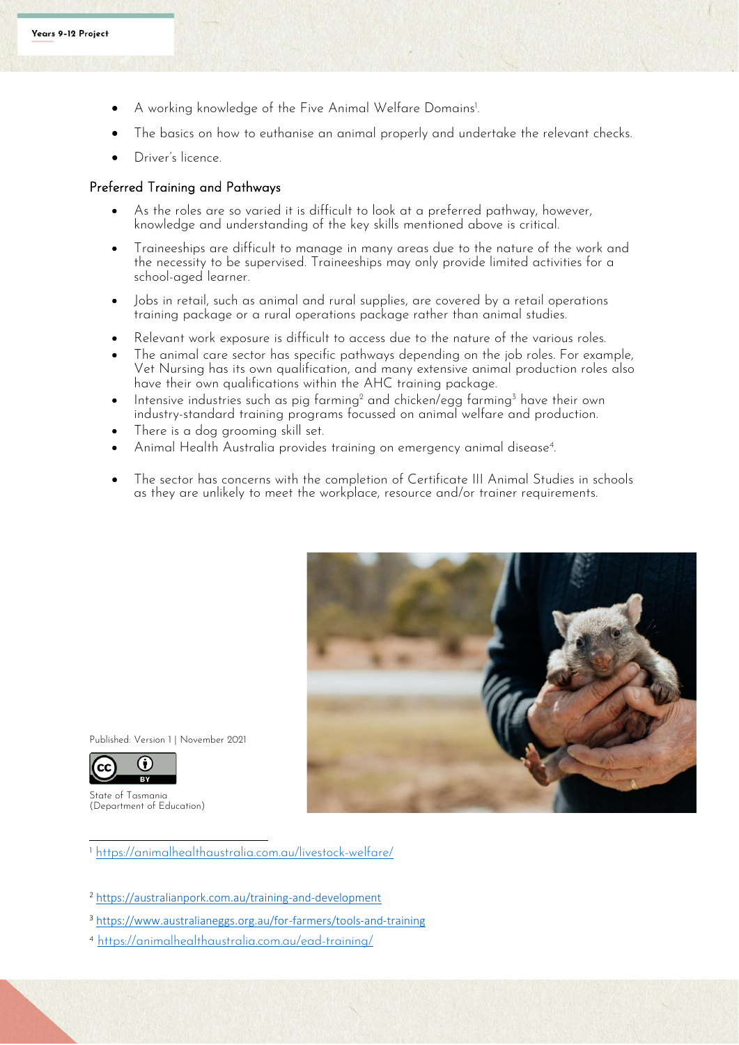- A working knowledge of the Five Animal Welfare Domains[1].
- The basics on how to euthanise an animal properly and undertake the relevant checks.
- Driver's licence.

### Preferred Training and Pathways

- As the roles are so varied it is difficult to look at a preferred pathway, however, knowledge and understanding of the key skills mentioned above is critical.
- Traineeships are difficult to manage in many areas due to the nature of the work and the necessity to be supervised. Traineeships may only provide limited activities for a school-aged learner.
- Jobs in retail, such as animal and rural supplies, are covered by a retail operations training package or a rural operations package rather than animal studies.
- Relevant work exposure is difficult to access due to the nature of the various roles.
- The animal care sector has specific pathways depending on the job roles. For example, Vet Nursing has its own qualification, and many extensive animal production roles also have their own qualifications within the AHC training package.
- Intensive industries such as pig farming[2] and chicken/egg farming[3] have their own industry-standard training programs focussed on animal welfare and production.
- There is a dog grooming skill set.
- Animal Health Australia provides training on emergency animal disease[4].
- The sector has concerns with the completion of Certificate III Animal Studies in schools as they are unlikely to meet the workplace, resource and/or trainer requirements.

Published: Version 1 | November 2021

State of Tasmania (Department of Education)

[1] https://animalhealthaustralia.com.au/livestock-welfare/

[2] https://australianpork.com.au/training-and-development

[3] https://www.australianeggs.org.au/for-farmers/tools-and-training

[4] https://animalhealthaustralia.com.au/ead-training/